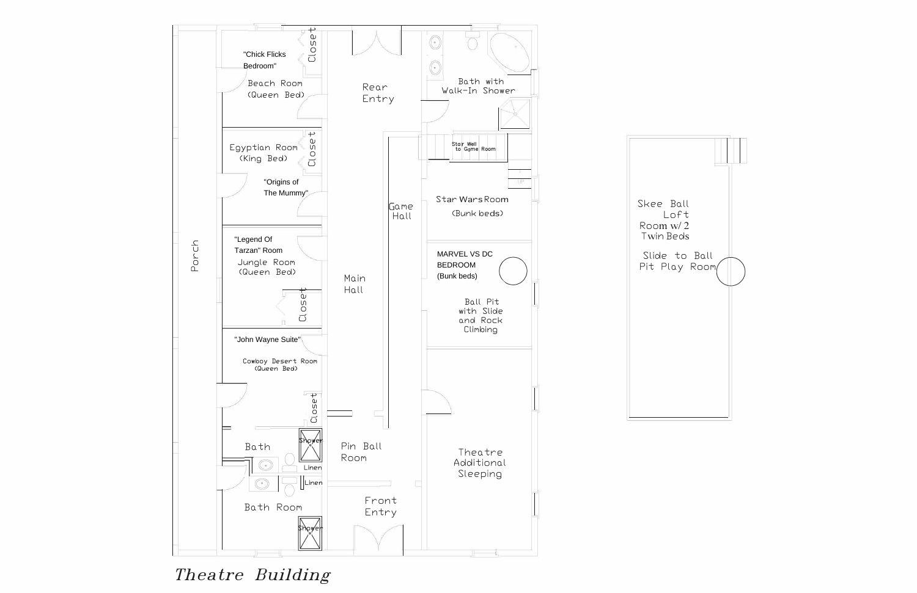"Chick Flicks Bedroom"

Beach Room (Queen Bed)

Closet

Rear Entry

Bath with Walk-In Shower

Egyptian Room (King Bed)

Closet

"Origins of The Mummy"

Star Well to Game Room

Game Hall

Star Wars Room (Bunk beds)

Porch

"Legend Of Tarzan" Room

Jungle Room (Queen Bed)

Main Hall

MARVEL VS DC BEDROOM (Bunk beds)

Closet

Ball Pit with Slide and Rock Climbing

"John Wayne Suite"

Cowboy Desert Room (Queen Bed)

Closet

Bath

Shower

Linen

Linen

Pin Ball Room

Theatre Additional Sleeping

Bath Room

Shower

Front Entry

Skee Ball Loft Room w/ 2 Twin Beds

Slide to Ball Pit Play Room

*Theatre Building*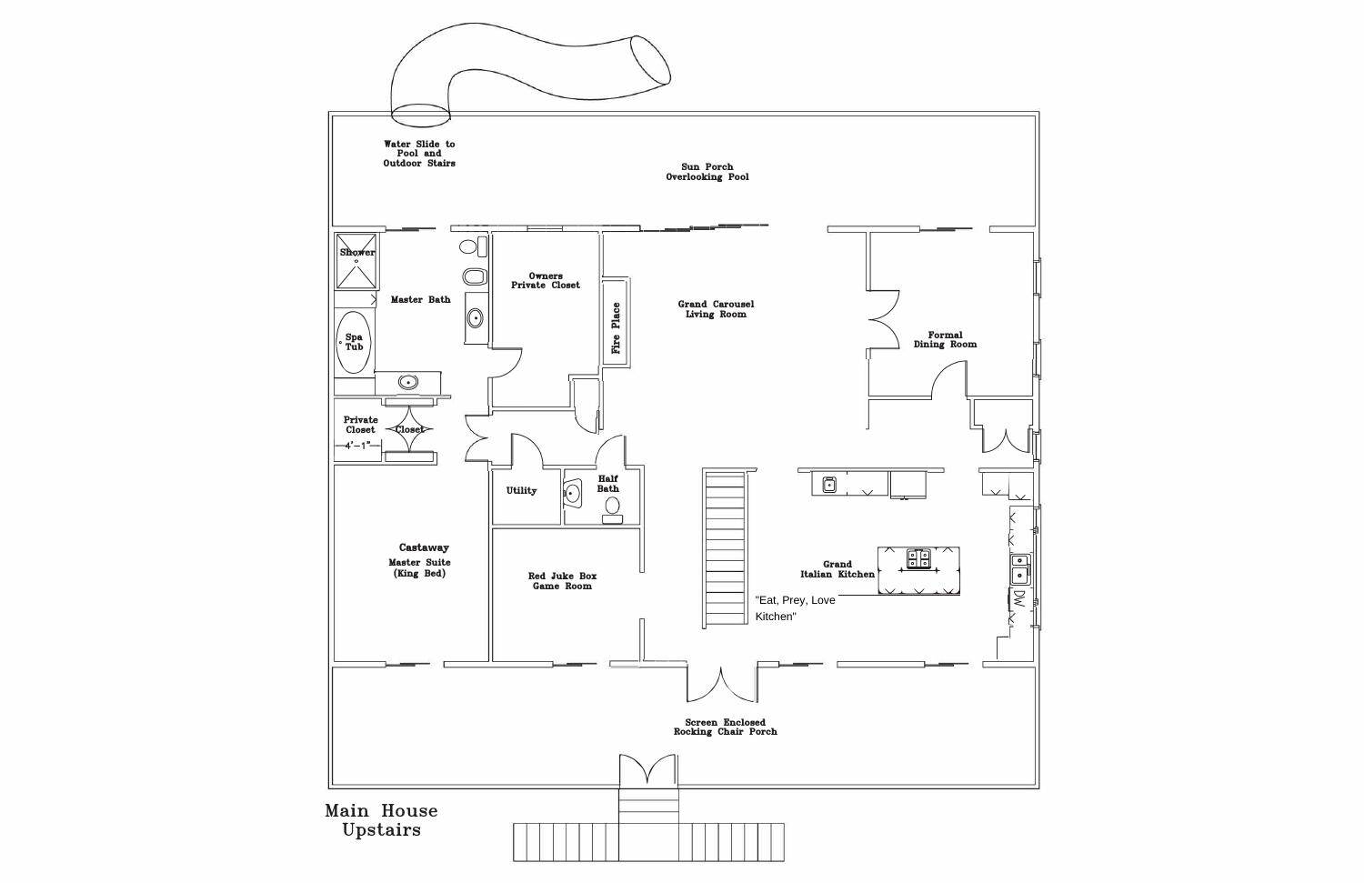Water Slide to Pool and Outdoor Stairs

Sun Porch Overlooking Pool

Shower

Master Bath

Spa Tub

Owners Private Closet

Fire Place

Grand Carousel Living Room

Formal Dining Room

Private Closet

Closet

4'—1"

Utility

Half Bath

Castaway Master Suite (King Bed)

Red Juke Box Game Room

Grand Italian Kitchen

"Eat, Prey, Love Kitchen"

DW

Screen Enclosed Rocking Chair Porch

Main House Upstairs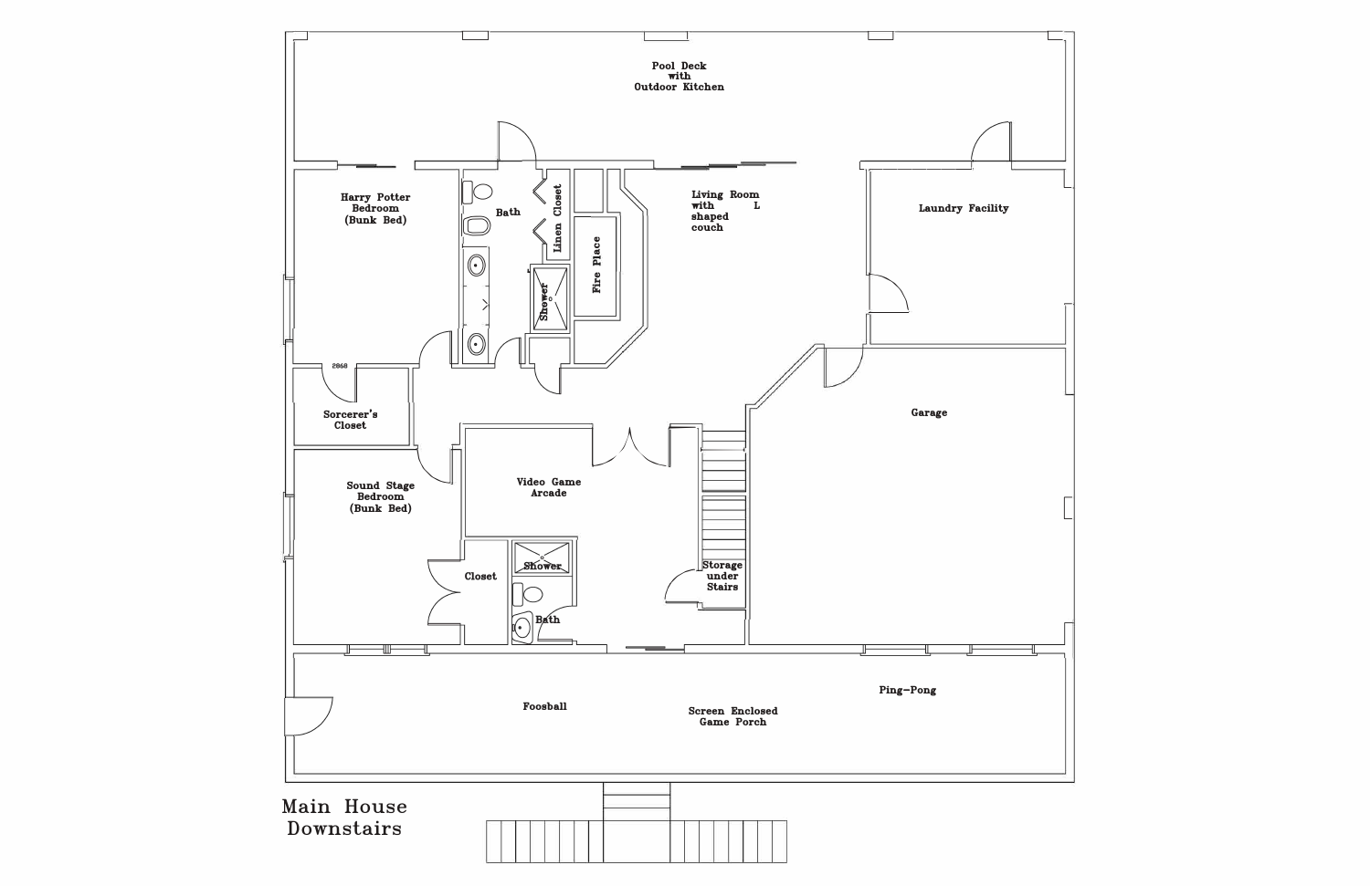Pool Deck
with
Outdoor Kitchen

Harry Potter
Bedroom
(Bunk Bed)

Bath

Linen Closet

Fire Place

Shower

Living Room
with L
shaped
couch

Laundry Facility

2860

Sorcerer's
Closet

Garage

Sound Stage
Bedroom
(Bunk Bed)

Video Game
Arcade

Closet

Shower

Storage
under
Stairs

Bath

Foosball

Screen Enclosed
Game Porch

Ping-Pong

# Main House
# Downstairs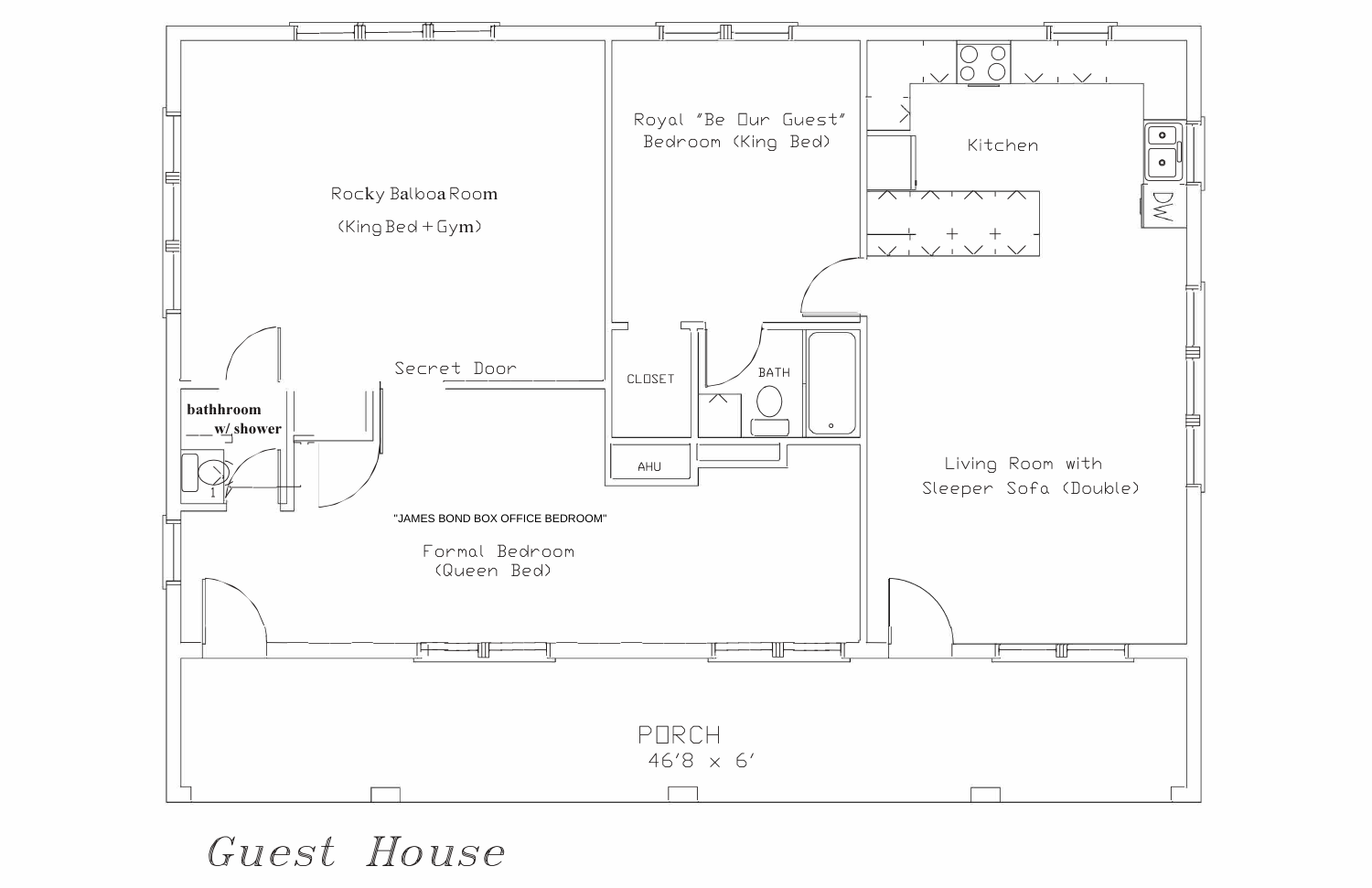Rocky Balboa Room

(King Bed + Gym)

Royal "Be Our Guest" Bedroom (King Bed)

Kitchen

DW

Secret Door

CLOSET

BATH

bathhroom
w/ shower

1

AHU

"JAMES BOND BOX OFFICE BEDROOM"

Formal Bedroom
(Queen Bed)

Living Room with
Sleeper Sofa (Double)

PORCH
46'8 x 6'

*Guest House*